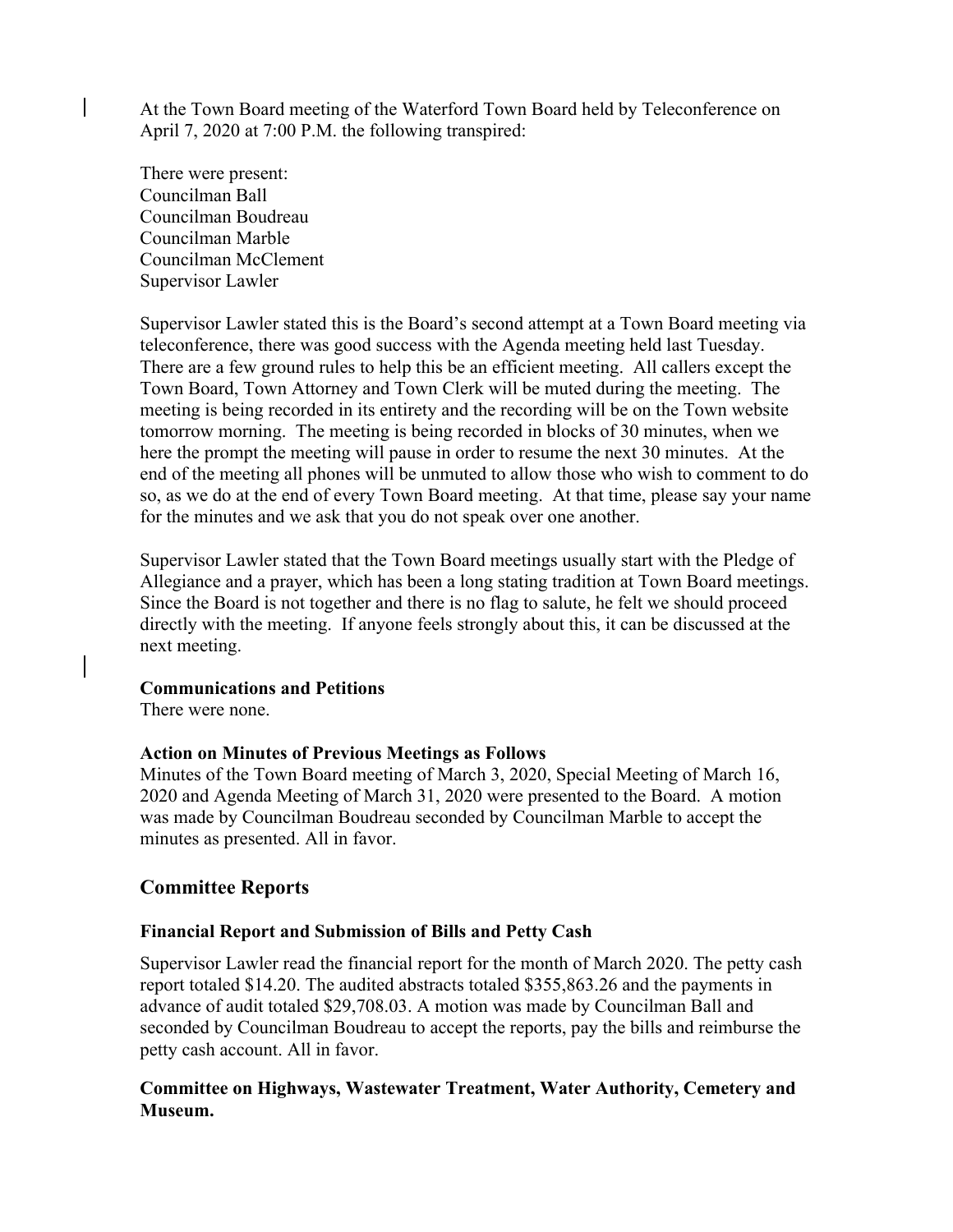At the Town Board meeting of the Waterford Town Board held by Teleconference on April 7, 2020 at 7:00 P.M. the following transpired:

There were present:
Councilman Ball
Councilman Boudreau
Councilman Marble
Councilman McClement
Supervisor Lawler

Supervisor Lawler stated this is the Board's second attempt at a Town Board meeting via teleconference, there was good success with the Agenda meeting held last Tuesday. There are a few ground rules to help this be an efficient meeting. All callers except the Town Board, Town Attorney and Town Clerk will be muted during the meeting. The meeting is being recorded in its entirety and the recording will be on the Town website tomorrow morning. The meeting is being recorded in blocks of 30 minutes, when we here the prompt the meeting will pause in order to resume the next 30 minutes. At the end of the meeting all phones will be unmuted to allow those who wish to comment to do so, as we do at the end of every Town Board meeting. At that time, please say your name for the minutes and we ask that you do not speak over one another.

Supervisor Lawler stated that the Town Board meetings usually start with the Pledge of Allegiance and a prayer, which has been a long stating tradition at Town Board meetings. Since the Board is not together and there is no flag to salute, he felt we should proceed directly with the meeting. If anyone feels strongly about this, it can be discussed at the next meeting.

**Communications and Petitions**
There were none.

**Action on Minutes of Previous Meetings as Follows**
Minutes of the Town Board meeting of March 3, 2020, Special Meeting of March 16, 2020 and Agenda Meeting of March 31, 2020 were presented to the Board. A motion was made by Councilman Boudreau seconded by Councilman Marble to accept the minutes as presented. All in favor.

## Committee Reports

### Financial Report and Submission of Bills and Petty Cash

Supervisor Lawler read the financial report for the month of March 2020. The petty cash report totaled $14.20. The audited abstracts totaled $355,863.26 and the payments in advance of audit totaled $29,708.03. A motion was made by Councilman Ball and seconded by Councilman Boudreau to accept the reports, pay the bills and reimburse the petty cash account. All in favor.

### Committee on Highways, Wastewater Treatment, Water Authority, Cemetery and Museum.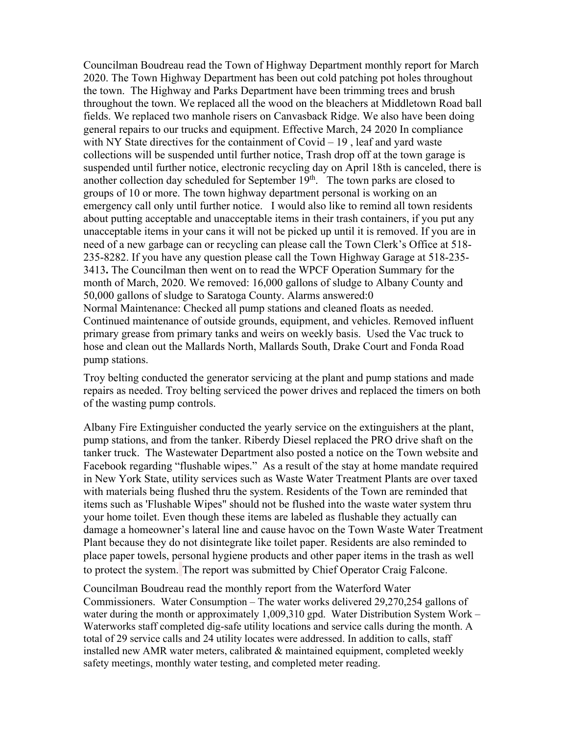Councilman Boudreau read the Town of Highway Department monthly report for March 2020. The Town Highway Department has been out cold patching pot holes throughout the town. The Highway and Parks Department have been trimming trees and brush throughout the town. We replaced all the wood on the bleachers at Middletown Road ball fields. We replaced two manhole risers on Canvasback Ridge. We also have been doing general repairs to our trucks and equipment. Effective March, 24 2020 In compliance with NY State directives for the containment of Covid – 19 , leaf and yard waste collections will be suspended until further notice, Trash drop off at the town garage is suspended until further notice, electronic recycling day on April 18th is canceled, there is another collection day scheduled for September 19th. The town parks are closed to groups of 10 or more. The town highway department personal is working on an emergency call only until further notice. I would also like to remind all town residents about putting acceptable and unacceptable items in their trash containers, if you put any unacceptable items in your cans it will not be picked up until it is removed. If you are in need of a new garbage can or recycling can please call the Town Clerk's Office at 518-235-8282. If you have any question please call the Town Highway Garage at 518-235-3413**.** The Councilman then went on to read the WPCF Operation Summary for the month of March, 2020. We removed: 16,000 gallons of sludge to Albany County and 50,000 gallons of sludge to Saratoga County. Alarms answered:0
Normal Maintenance: Checked all pump stations and cleaned floats as needed. Continued maintenance of outside grounds, equipment, and vehicles. Removed influent primary grease from primary tanks and weirs on weekly basis. Used the Vac truck to hose and clean out the Mallards North, Mallards South, Drake Court and Fonda Road pump stations.

Troy belting conducted the generator servicing at the plant and pump stations and made repairs as needed. Troy belting serviced the power drives and replaced the timers on both of the wasting pump controls.

Albany Fire Extinguisher conducted the yearly service on the extinguishers at the plant, pump stations, and from the tanker. Riberdy Diesel replaced the PRO drive shaft on the tanker truck. The Wastewater Department also posted a notice on the Town website and Facebook regarding "flushable wipes." As a result of the stay at home mandate required in New York State, utility services such as Waste Water Treatment Plants are over taxed with materials being flushed thru the system. Residents of the Town are reminded that items such as 'Flushable Wipes" should not be flushed into the waste water system thru your home toilet. Even though these items are labeled as flushable they actually can damage a homeowner's lateral line and cause havoc on the Town Waste Water Treatment Plant because they do not disintegrate like toilet paper. Residents are also reminded to place paper towels, personal hygiene products and other paper items in the trash as well to protect the system. The report was submitted by Chief Operator Craig Falcone.

Councilman Boudreau read the monthly report from the Waterford Water Commissioners. Water Consumption – The water works delivered 29,270,254 gallons of water during the month or approximately 1,009,310 gpd. Water Distribution System Work – Waterworks staff completed dig-safe utility locations and service calls during the month. A total of 29 service calls and 24 utility locates were addressed. In addition to calls, staff installed new AMR water meters, calibrated & maintained equipment, completed weekly safety meetings, monthly water testing, and completed meter reading.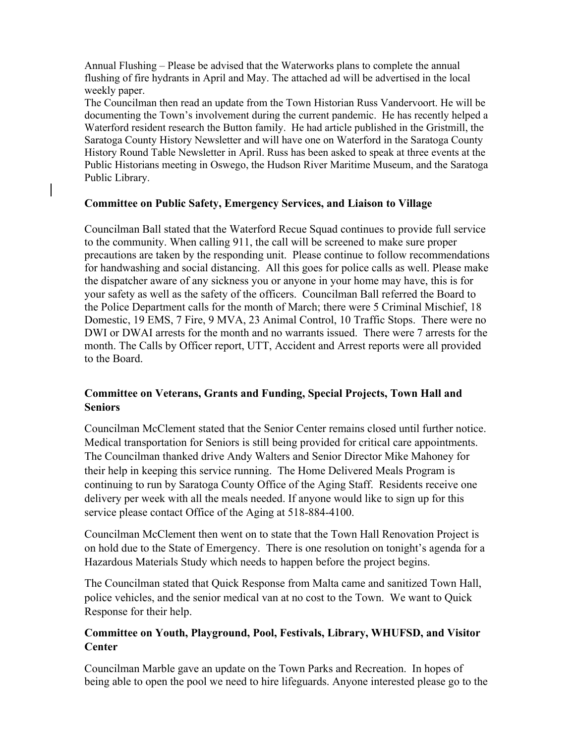Annual Flushing – Please be advised that the Waterworks plans to complete the annual flushing of fire hydrants in April and May. The attached ad will be advertised in the local weekly paper.

The Councilman then read an update from the Town Historian Russ Vandervoort. He will be documenting the Town's involvement during the current pandemic. He has recently helped a Waterford resident research the Button family. He had article published in the Gristmill, the Saratoga County History Newsletter and will have one on Waterford in the Saratoga County History Round Table Newsletter in April. Russ has been asked to speak at three events at the Public Historians meeting in Oswego, the Hudson River Maritime Museum, and the Saratoga Public Library.

**Committee on Public Safety, Emergency Services, and Liaison to Village**

Councilman Ball stated that the Waterford Recue Squad continues to provide full service to the community. When calling 911, the call will be screened to make sure proper precautions are taken by the responding unit. Please continue to follow recommendations for handwashing and social distancing. All this goes for police calls as well. Please make the dispatcher aware of any sickness you or anyone in your home may have, this is for your safety as well as the safety of the officers. Councilman Ball referred the Board to the Police Department calls for the month of March; there were 5 Criminal Mischief, 18 Domestic, 19 EMS, 7 Fire, 9 MVA, 23 Animal Control, 10 Traffic Stops. There were no DWI or DWAI arrests for the month and no warrants issued. There were 7 arrests for the month. The Calls by Officer report, UTT, Accident and Arrest reports were all provided to the Board.

**Committee on Veterans, Grants and Funding, Special Projects, Town Hall and Seniors**

Councilman McClement stated that the Senior Center remains closed until further notice. Medical transportation for Seniors is still being provided for critical care appointments. The Councilman thanked drive Andy Walters and Senior Director Mike Mahoney for their help in keeping this service running. The Home Delivered Meals Program is continuing to run by Saratoga County Office of the Aging Staff. Residents receive one delivery per week with all the meals needed. If anyone would like to sign up for this service please contact Office of the Aging at 518-884-4100.

Councilman McClement then went on to state that the Town Hall Renovation Project is on hold due to the State of Emergency. There is one resolution on tonight's agenda for a Hazardous Materials Study which needs to happen before the project begins.

The Councilman stated that Quick Response from Malta came and sanitized Town Hall, police vehicles, and the senior medical van at no cost to the Town. We want to Quick Response for their help.

**Committee on Youth, Playground, Pool, Festivals, Library, WHUFSD, and Visitor Center**

Councilman Marble gave an update on the Town Parks and Recreation. In hopes of being able to open the pool we need to hire lifeguards. Anyone interested please go to the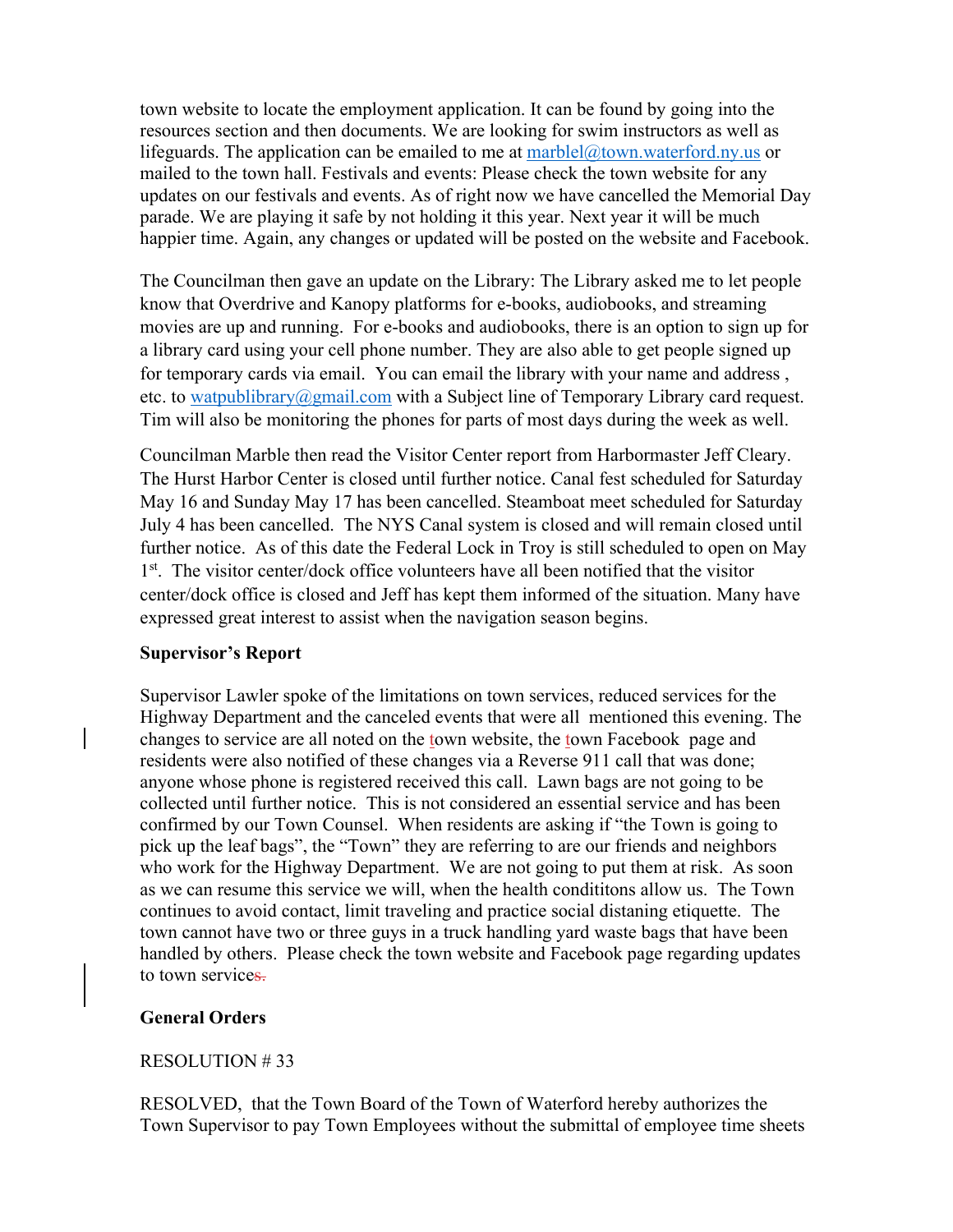town website to locate the employment application. It can be found by going into the resources section and then documents. We are looking for swim instructors as well as lifeguards. The application can be emailed to me at marblel@town.waterford.ny.us or mailed to the town hall. Festivals and events: Please check the town website for any updates on our festivals and events. As of right now we have cancelled the Memorial Day parade. We are playing it safe by not holding it this year. Next year it will be much happier time. Again, any changes or updated will be posted on the website and Facebook.

The Councilman then gave an update on the Library: The Library asked me to let people know that Overdrive and Kanopy platforms for e-books, audiobooks, and streaming movies are up and running. For e-books and audiobooks, there is an option to sign up for a library card using your cell phone number. They are also able to get people signed up for temporary cards via email. You can email the library with your name and address , etc. to watpublibrary@gmail.com with a Subject line of Temporary Library card request. Tim will also be monitoring the phones for parts of most days during the week as well.

Councilman Marble then read the Visitor Center report from Harbormaster Jeff Cleary. The Hurst Harbor Center is closed until further notice. Canal fest scheduled for Saturday May 16 and Sunday May 17 has been cancelled. Steamboat meet scheduled for Saturday July 4 has been cancelled. The NYS Canal system is closed and will remain closed until further notice. As of this date the Federal Lock in Troy is still scheduled to open on May 1st. The visitor center/dock office volunteers have all been notified that the visitor center/dock office is closed and Jeff has kept them informed of the situation. Many have expressed great interest to assist when the navigation season begins.

**Supervisor's Report**

Supervisor Lawler spoke of the limitations on town services, reduced services for the Highway Department and the canceled events that were all mentioned this evening. The changes to service are all noted on the town website, the town Facebook page and residents were also notified of these changes via a Reverse 911 call that was done; anyone whose phone is registered received this call. Lawn bags are not going to be collected until further notice. This is not considered an essential service and has been confirmed by our Town Counsel. When residents are asking if "the Town is going to pick up the leaf bags", the "Town" they are referring to are our friends and neighbors who work for the Highway Department. We are not going to put them at risk. As soon as we can resume this service we will, when the health condititons allow us. The Town continues to avoid contact, limit traveling and practice social distaning etiquette. The town cannot have two or three guys in a truck handling yard waste bags that have been handled by others. Please check the town website and Facebook page regarding updates to town services.

**General Orders**

RESOLUTION # 33

RESOLVED, that the Town Board of the Town of Waterford hereby authorizes the Town Supervisor to pay Town Employees without the submittal of employee time sheets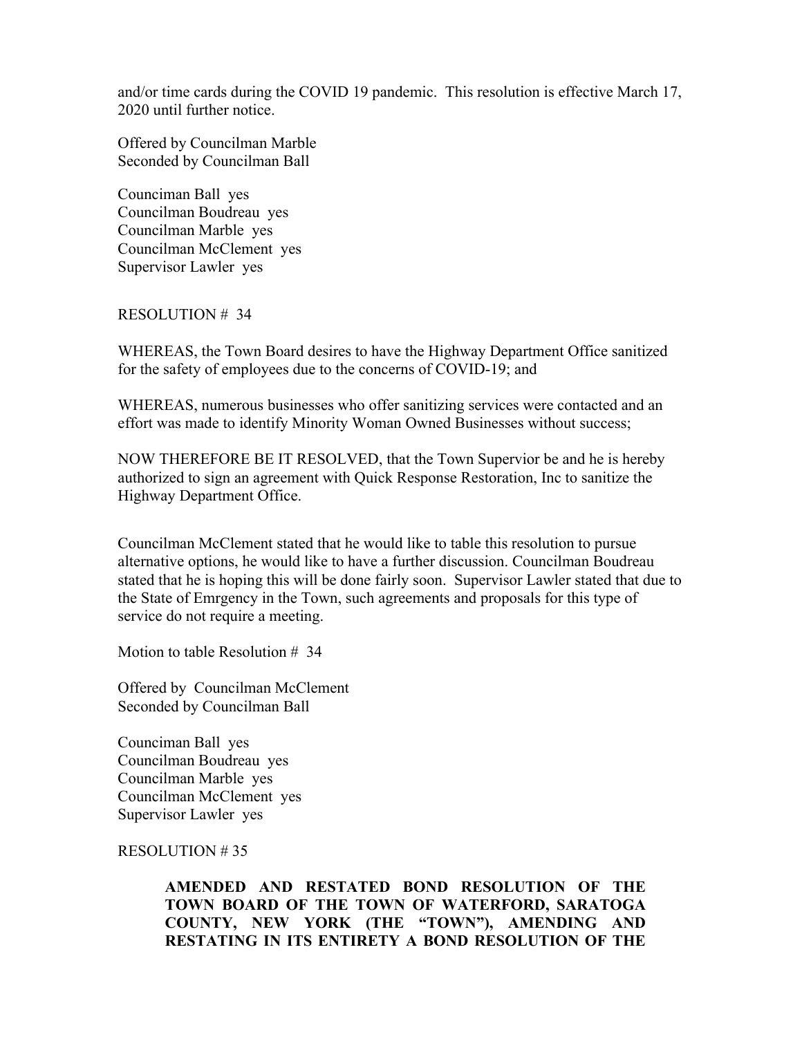and/or time cards during the COVID 19 pandemic. This resolution is effective March 17, 2020 until further notice.

Offered by Councilman Marble
Seconded by Councilman Ball

Counciman Ball yes
Councilman Boudreau yes
Councilman Marble yes
Councilman McClement yes
Supervisor Lawler yes

RESOLUTION # 34

WHEREAS, the Town Board desires to have the Highway Department Office sanitized for the safety of employees due to the concerns of COVID-19; and

WHEREAS, numerous businesses who offer sanitizing services were contacted and an effort was made to identify Minority Woman Owned Businesses without success;

NOW THEREFORE BE IT RESOLVED, that the Town Supervior be and he is hereby authorized to sign an agreement with Quick Response Restoration, Inc to sanitize the Highway Department Office.

Councilman McClement stated that he would like to table this resolution to pursue alternative options, he would like to have a further discussion. Councilman Boudreau stated that he is hoping this will be done fairly soon. Supervisor Lawler stated that due to the State of Emrgency in the Town, such agreements and proposals for this type of service do not require a meeting.

Motion to table Resolution # 34

Offered by Councilman McClement
Seconded by Councilman Ball

Counciman Ball yes
Councilman Boudreau yes
Councilman Marble yes
Councilman McClement yes
Supervisor Lawler yes

RESOLUTION # 35

**AMENDED AND RESTATED BOND RESOLUTION OF THE TOWN BOARD OF THE TOWN OF WATERFORD, SARATOGA COUNTY, NEW YORK (THE "TOWN"), AMENDING AND RESTATING IN ITS ENTIRETY A BOND RESOLUTION OF THE**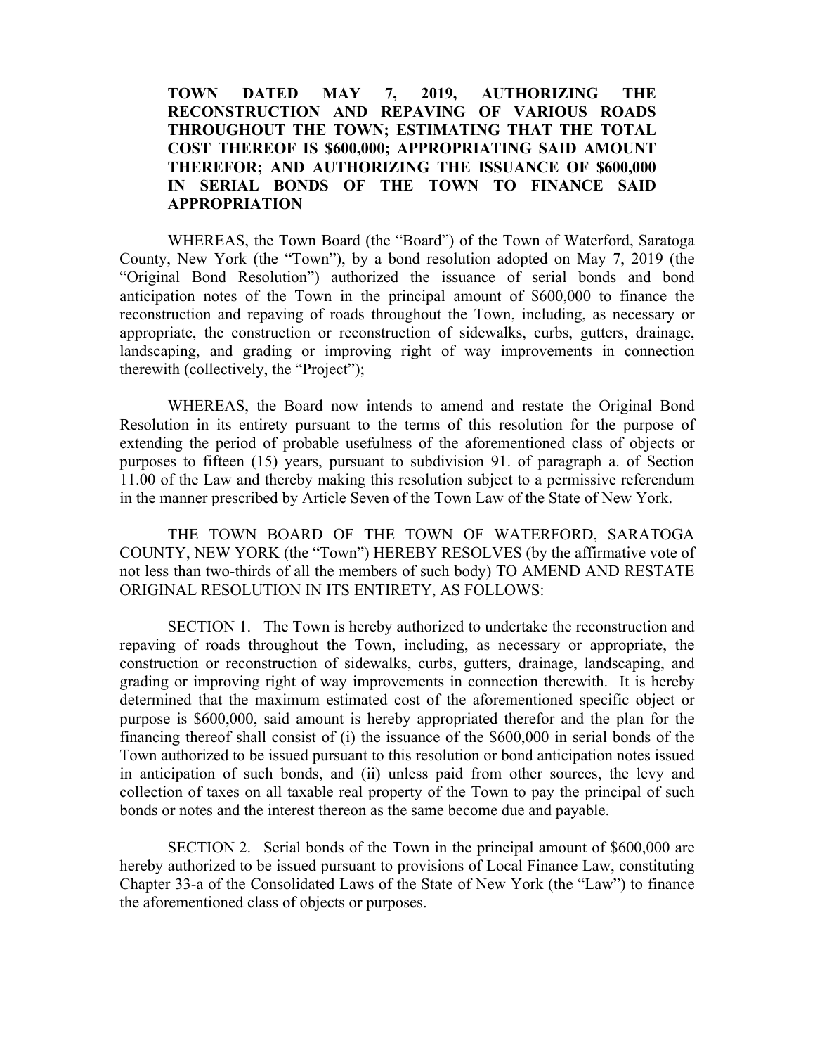**TOWN DATED MAY 7, 2019, AUTHORIZING THE RECONSTRUCTION AND REPAVING OF VARIOUS ROADS THROUGHOUT THE TOWN; ESTIMATING THAT THE TOTAL COST THEREOF IS $600,000; APPROPRIATING SAID AMOUNT THEREFOR; AND AUTHORIZING THE ISSUANCE OF $600,000 IN SERIAL BONDS OF THE TOWN TO FINANCE SAID APPROPRIATION**

WHEREAS, the Town Board (the "Board") of the Town of Waterford, Saratoga County, New York (the "Town"), by a bond resolution adopted on May 7, 2019 (the "Original Bond Resolution") authorized the issuance of serial bonds and bond anticipation notes of the Town in the principal amount of $600,000 to finance the reconstruction and repaving of roads throughout the Town, including, as necessary or appropriate, the construction or reconstruction of sidewalks, curbs, gutters, drainage, landscaping, and grading or improving right of way improvements in connection therewith (collectively, the "Project");

WHEREAS, the Board now intends to amend and restate the Original Bond Resolution in its entirety pursuant to the terms of this resolution for the purpose of extending the period of probable usefulness of the aforementioned class of objects or purposes to fifteen (15) years, pursuant to subdivision 91. of paragraph a. of Section 11.00 of the Law and thereby making this resolution subject to a permissive referendum in the manner prescribed by Article Seven of the Town Law of the State of New York.

THE TOWN BOARD OF THE TOWN OF WATERFORD, SARATOGA COUNTY, NEW YORK (the "Town") HEREBY RESOLVES (by the affirmative vote of not less than two-thirds of all the members of such body) TO AMEND AND RESTATE ORIGINAL RESOLUTION IN ITS ENTIRETY, AS FOLLOWS:

SECTION 1. The Town is hereby authorized to undertake the reconstruction and repaving of roads throughout the Town, including, as necessary or appropriate, the construction or reconstruction of sidewalks, curbs, gutters, drainage, landscaping, and grading or improving right of way improvements in connection therewith. It is hereby determined that the maximum estimated cost of the aforementioned specific object or purpose is $600,000, said amount is hereby appropriated therefor and the plan for the financing thereof shall consist of (i) the issuance of the $600,000 in serial bonds of the Town authorized to be issued pursuant to this resolution or bond anticipation notes issued in anticipation of such bonds, and (ii) unless paid from other sources, the levy and collection of taxes on all taxable real property of the Town to pay the principal of such bonds or notes and the interest thereon as the same become due and payable.

SECTION 2. Serial bonds of the Town in the principal amount of $600,000 are hereby authorized to be issued pursuant to provisions of Local Finance Law, constituting Chapter 33-a of the Consolidated Laws of the State of New York (the "Law") to finance the aforementioned class of objects or purposes.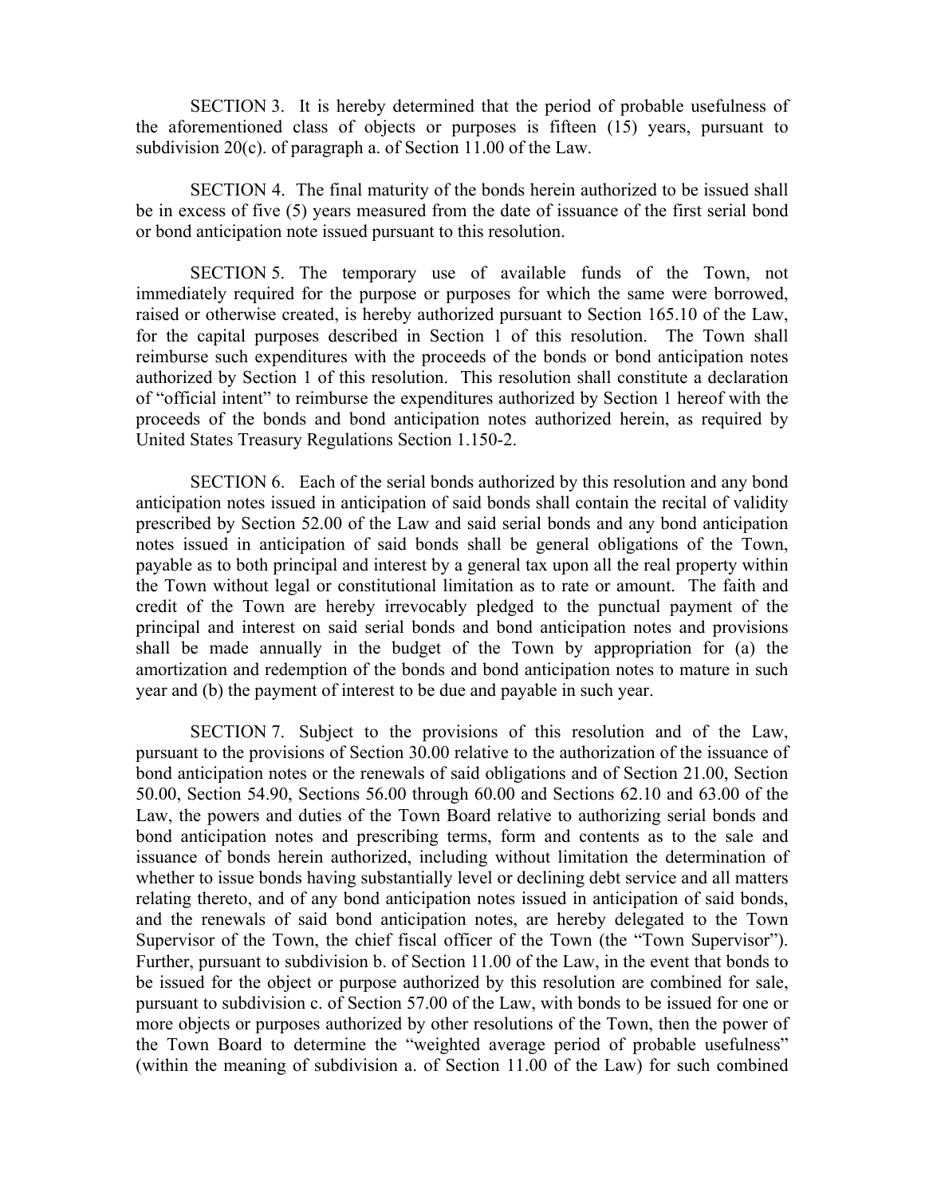SECTION 3. It is hereby determined that the period of probable usefulness of the aforementioned class of objects or purposes is fifteen (15) years, pursuant to subdivision 20(c). of paragraph a. of Section 11.00 of the Law.

SECTION 4. The final maturity of the bonds herein authorized to be issued shall be in excess of five (5) years measured from the date of issuance of the first serial bond or bond anticipation note issued pursuant to this resolution.

SECTION 5. The temporary use of available funds of the Town, not immediately required for the purpose or purposes for which the same were borrowed, raised or otherwise created, is hereby authorized pursuant to Section 165.10 of the Law, for the capital purposes described in Section 1 of this resolution. The Town shall reimburse such expenditures with the proceeds of the bonds or bond anticipation notes authorized by Section 1 of this resolution. This resolution shall constitute a declaration of "official intent" to reimburse the expenditures authorized by Section 1 hereof with the proceeds of the bonds and bond anticipation notes authorized herein, as required by United States Treasury Regulations Section 1.150-2.

SECTION 6. Each of the serial bonds authorized by this resolution and any bond anticipation notes issued in anticipation of said bonds shall contain the recital of validity prescribed by Section 52.00 of the Law and said serial bonds and any bond anticipation notes issued in anticipation of said bonds shall be general obligations of the Town, payable as to both principal and interest by a general tax upon all the real property within the Town without legal or constitutional limitation as to rate or amount. The faith and credit of the Town are hereby irrevocably pledged to the punctual payment of the principal and interest on said serial bonds and bond anticipation notes and provisions shall be made annually in the budget of the Town by appropriation for (a) the amortization and redemption of the bonds and bond anticipation notes to mature in such year and (b) the payment of interest to be due and payable in such year.

SECTION 7. Subject to the provisions of this resolution and of the Law, pursuant to the provisions of Section 30.00 relative to the authorization of the issuance of bond anticipation notes or the renewals of said obligations and of Section 21.00, Section 50.00, Section 54.90, Sections 56.00 through 60.00 and Sections 62.10 and 63.00 of the Law, the powers and duties of the Town Board relative to authorizing serial bonds and bond anticipation notes and prescribing terms, form and contents as to the sale and issuance of bonds herein authorized, including without limitation the determination of whether to issue bonds having substantially level or declining debt service and all matters relating thereto, and of any bond anticipation notes issued in anticipation of said bonds, and the renewals of said bond anticipation notes, are hereby delegated to the Town Supervisor of the Town, the chief fiscal officer of the Town (the "Town Supervisor"). Further, pursuant to subdivision b. of Section 11.00 of the Law, in the event that bonds to be issued for the object or purpose authorized by this resolution are combined for sale, pursuant to subdivision c. of Section 57.00 of the Law, with bonds to be issued for one or more objects or purposes authorized by other resolutions of the Town, then the power of the Town Board to determine the "weighted average period of probable usefulness" (within the meaning of subdivision a. of Section 11.00 of the Law) for such combined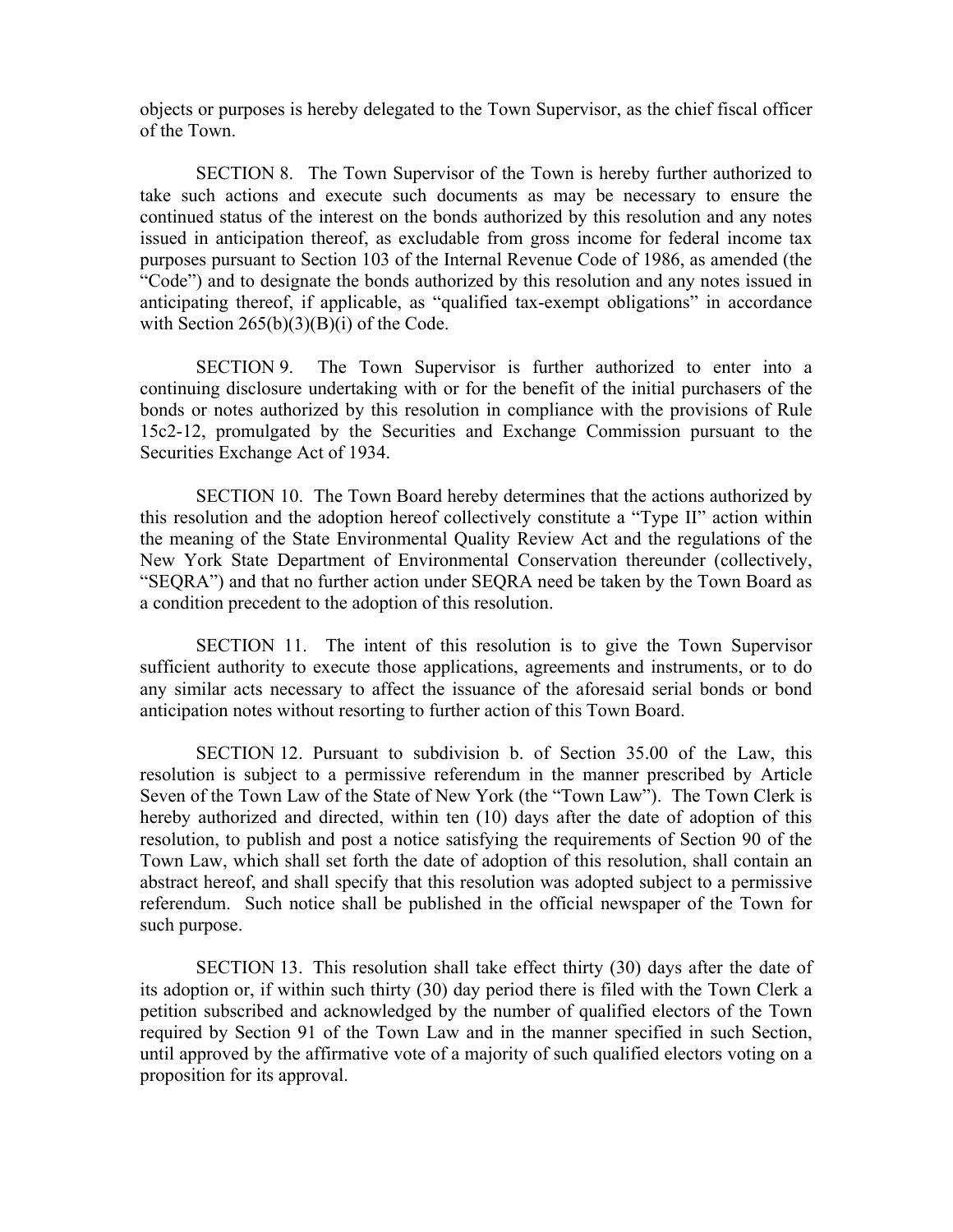objects or purposes is hereby delegated to the Town Supervisor, as the chief fiscal officer of the Town.

SECTION 8. The Town Supervisor of the Town is hereby further authorized to take such actions and execute such documents as may be necessary to ensure the continued status of the interest on the bonds authorized by this resolution and any notes issued in anticipation thereof, as excludable from gross income for federal income tax purposes pursuant to Section 103 of the Internal Revenue Code of 1986, as amended (the "Code") and to designate the bonds authorized by this resolution and any notes issued in anticipating thereof, if applicable, as "qualified tax-exempt obligations" in accordance with Section 265(b)(3)(B)(i) of the Code.

SECTION 9. The Town Supervisor is further authorized to enter into a continuing disclosure undertaking with or for the benefit of the initial purchasers of the bonds or notes authorized by this resolution in compliance with the provisions of Rule 15c2-12, promulgated by the Securities and Exchange Commission pursuant to the Securities Exchange Act of 1934.

SECTION 10. The Town Board hereby determines that the actions authorized by this resolution and the adoption hereof collectively constitute a "Type II" action within the meaning of the State Environmental Quality Review Act and the regulations of the New York State Department of Environmental Conservation thereunder (collectively, "SEQRA") and that no further action under SEQRA need be taken by the Town Board as a condition precedent to the adoption of this resolution.

SECTION 11. The intent of this resolution is to give the Town Supervisor sufficient authority to execute those applications, agreements and instruments, or to do any similar acts necessary to affect the issuance of the aforesaid serial bonds or bond anticipation notes without resorting to further action of this Town Board.

SECTION 12. Pursuant to subdivision b. of Section 35.00 of the Law, this resolution is subject to a permissive referendum in the manner prescribed by Article Seven of the Town Law of the State of New York (the "Town Law"). The Town Clerk is hereby authorized and directed, within ten (10) days after the date of adoption of this resolution, to publish and post a notice satisfying the requirements of Section 90 of the Town Law, which shall set forth the date of adoption of this resolution, shall contain an abstract hereof, and shall specify that this resolution was adopted subject to a permissive referendum. Such notice shall be published in the official newspaper of the Town for such purpose.

SECTION 13. This resolution shall take effect thirty (30) days after the date of its adoption or, if within such thirty (30) day period there is filed with the Town Clerk a petition subscribed and acknowledged by the number of qualified electors of the Town required by Section 91 of the Town Law and in the manner specified in such Section, until approved by the affirmative vote of a majority of such qualified electors voting on a proposition for its approval.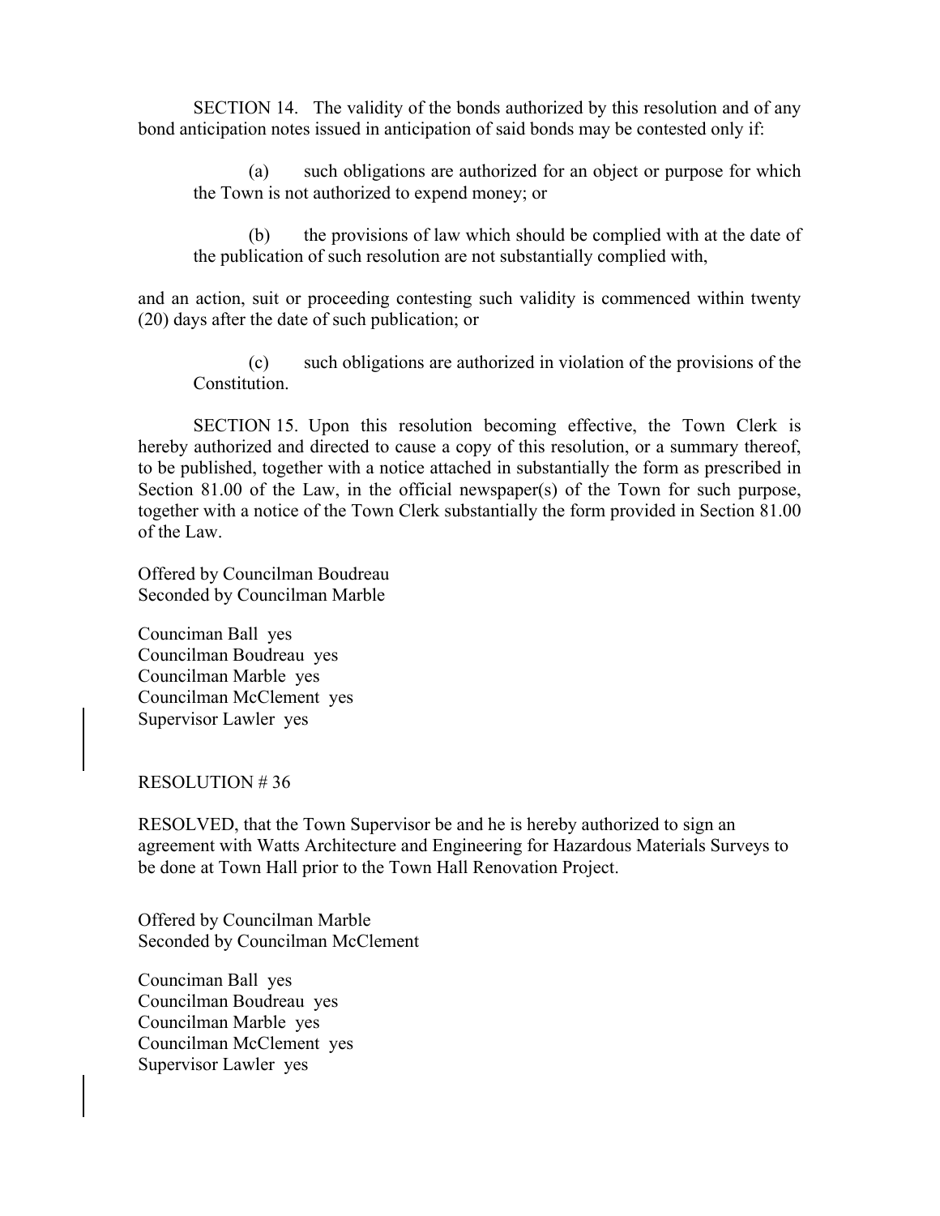SECTION 14. The validity of the bonds authorized by this resolution and of any bond anticipation notes issued in anticipation of said bonds may be contested only if:

(a) such obligations are authorized for an object or purpose for which the Town is not authorized to expend money; or

(b) the provisions of law which should be complied with at the date of the publication of such resolution are not substantially complied with,

and an action, suit or proceeding contesting such validity is commenced within twenty (20) days after the date of such publication; or

(c) such obligations are authorized in violation of the provisions of the Constitution.

SECTION 15. Upon this resolution becoming effective, the Town Clerk is hereby authorized and directed to cause a copy of this resolution, or a summary thereof, to be published, together with a notice attached in substantially the form as prescribed in Section 81.00 of the Law, in the official newspaper(s) of the Town for such purpose, together with a notice of the Town Clerk substantially the form provided in Section 81.00 of the Law.

Offered by Councilman Boudreau
Seconded by Councilman Marble

Counciman Ball yes
Councilman Boudreau yes
Councilman Marble yes
Councilman McClement yes
Supervisor Lawler yes

RESOLUTION # 36

RESOLVED, that the Town Supervisor be and he is hereby authorized to sign an agreement with Watts Architecture and Engineering for Hazardous Materials Surveys to be done at Town Hall prior to the Town Hall Renovation Project.

Offered by Councilman Marble
Seconded by Councilman McClement

Counciman Ball yes
Councilman Boudreau yes
Councilman Marble yes
Councilman McClement yes
Supervisor Lawler yes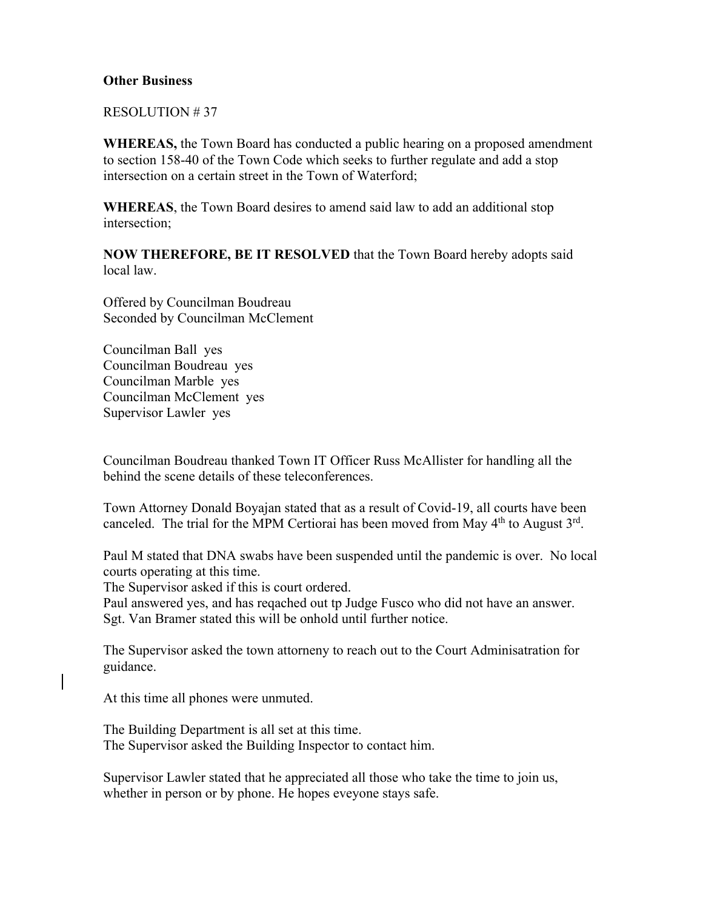**Other Business**

RESOLUTION # 37

**WHEREAS,** the Town Board has conducted a public hearing on a proposed amendment to section 158-40 of the Town Code which seeks to further regulate and add a stop intersection on a certain street in the Town of Waterford;

**WHEREAS**, the Town Board desires to amend said law to add an additional stop intersection;

**NOW THEREFORE, BE IT RESOLVED** that the Town Board hereby adopts said local law.

Offered by Councilman Boudreau
Seconded by Councilman McClement

Councilman Ball yes
Councilman Boudreau yes
Councilman Marble yes
Councilman McClement yes
Supervisor Lawler yes

Councilman Boudreau thanked Town IT Officer Russ McAllister for handling all the behind the scene details of these teleconferences.

Town Attorney Donald Boyajan stated that as a result of Covid-19, all courts have been canceled. The trial for the MPM Certiorai has been moved from May 4th to August 3rd.

Paul M stated that DNA swabs have been suspended until the pandemic is over. No local courts operating at this time.
The Supervisor asked if this is court ordered.
Paul answered yes, and has reqached out tp Judge Fusco who did not have an answer.
Sgt. Van Bramer stated this will be onhold until further notice.

The Supervisor asked the town attorneny to reach out to the Court Adminisatration for guidance.

At this time all phones were unmuted.

The Building Department is all set at this time.
The Supervisor asked the Building Inspector to contact him.

Supervisor Lawler stated that he appreciated all those who take the time to join us, whether in person or by phone. He hopes eveyone stays safe.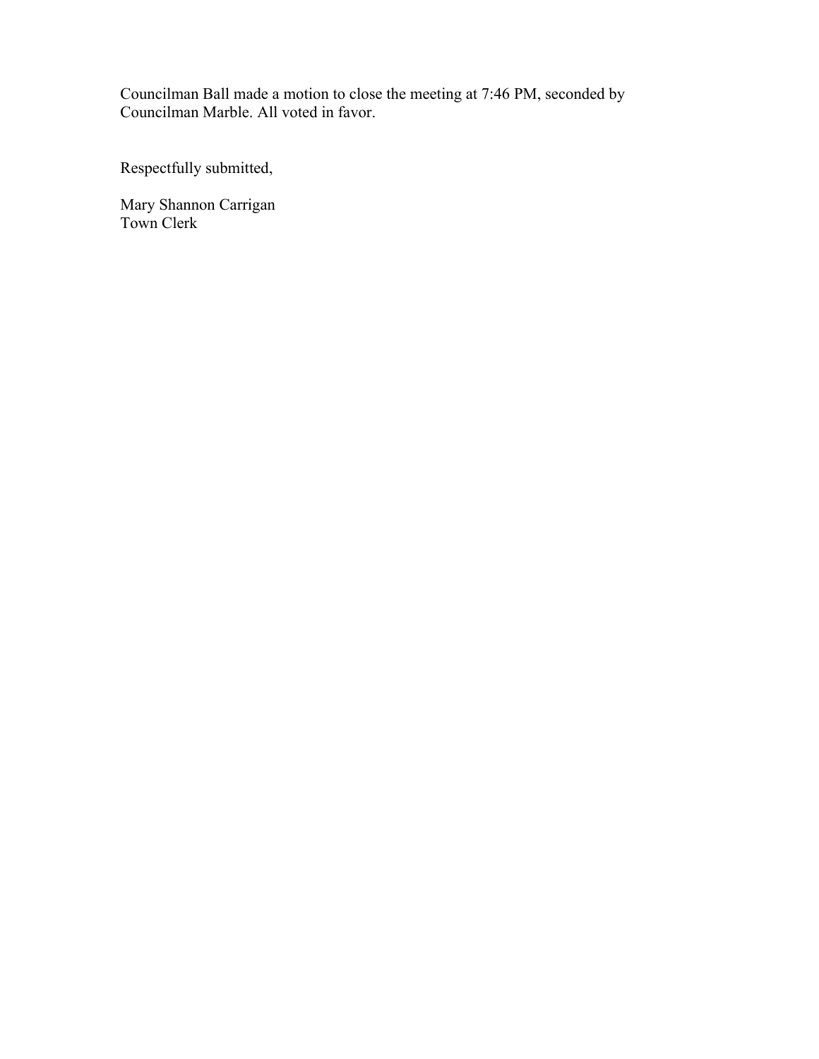Councilman Ball made a motion to close the meeting at 7:46 PM, seconded by Councilman Marble. All voted in favor.

Respectfully submitted,

Mary Shannon Carrigan
Town Clerk